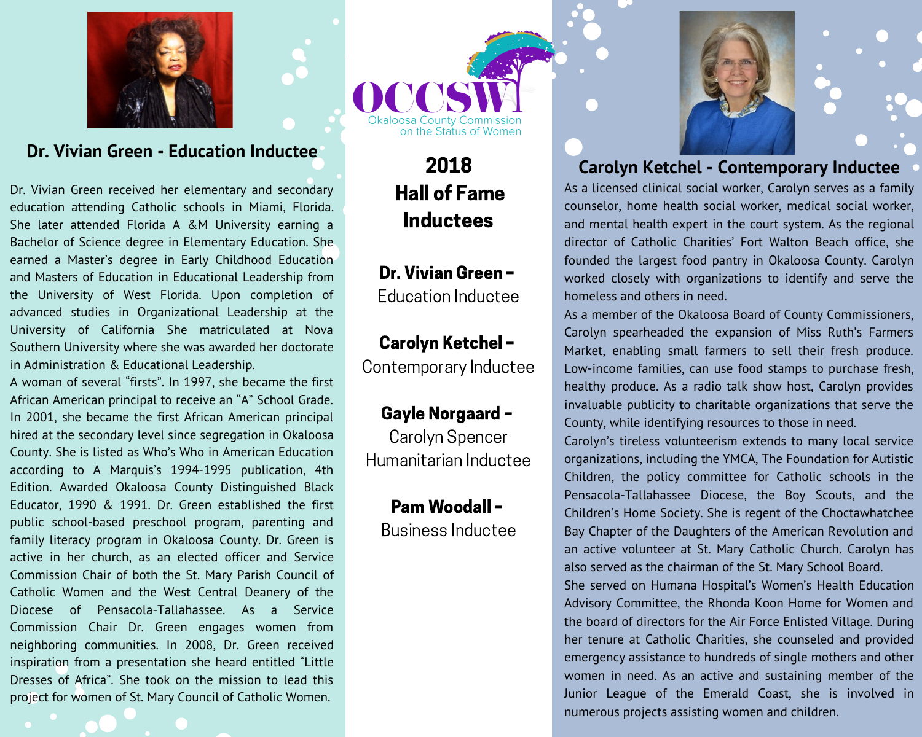# OCCSW

Okaloosa County Commission on the Status of Women

## 2018 Hall of Fame Inductees

**Dr. Vivian Green –** Education Inductee

**Carolyn Ketchel –** Contemporary Inductee

**Gayle Norgaard –** Carolyn Spencer Humanitarian Inductee

**Pam Woodall –** Business Inductee

## Dr. Vivian Green - Education Inductee

Dr. Vivian Green received her elementary and secondary education attending Catholic schools in Miami, Florida. She later attended Florida A &M University earning a Bachelor of Science degree in Elementary Education. She earned a Master's degree in Early Childhood Education and Masters of Education in Educational Leadership from the University of West Florida. Upon completion of advanced studies in Organizational Leadership at the University of California She matriculated at Nova Southern University where she was awarded her doctorate in Administration & Educational Leadership.

A woman of several "firsts". In 1997, she became the first African American principal to receive an "A" School Grade. In 2001, she became the first African American principal hired at the secondary level since segregation in Okaloosa County. She is listed as Who's Who in American Education according to A Marquis's 1994-1995 publication, 4th Edition. Awarded Okaloosa County Distinguished Black Educator, 1990 & 1991. Dr. Green established the first public school-based preschool program, parenting and family literacy program in Okaloosa County. Dr. Green is active in her church, as an elected officer and Service Commission Chair of both the St. Mary Parish Council of Catholic Women and the West Central Deanery of the Diocese of Pensacola-Tallahassee. As a Service Commission Chair Dr. Green engages women from neighboring communities. In 2008, Dr. Green received inspiration from a presentation she heard entitled "Little Dresses of Africa". She took on the mission to lead this project for women of St. Mary Council of Catholic Women.

## Carolyn Ketchel - Contemporary Inductee

As a licensed clinical social worker, Carolyn serves as a family counselor, home health social worker, medical social worker, and mental health expert in the court system. As the regional director of Catholic Charities' Fort Walton Beach office, she founded the largest food pantry in Okaloosa County. Carolyn worked closely with organizations to identify and serve the homeless and others in need.

As a member of the Okaloosa Board of County Commissioners, Carolyn spearheaded the expansion of Miss Ruth's Farmers Market, enabling small farmers to sell their fresh produce. Low-income families, can use food stamps to purchase fresh, healthy produce. As a radio talk show host, Carolyn provides invaluable publicity to charitable organizations that serve the County, while identifying resources to those in need.

Carolyn's tireless volunteerism extends to many local service organizations, including the YMCA, The Foundation for Autistic Children, the policy committee for Catholic schools in the Pensacola-Tallahassee Diocese, the Boy Scouts, and the Children's Home Society. She is regent of the Choctawhatchee Bay Chapter of the Daughters of the American Revolution and an active volunteer at St. Mary Catholic Church. Carolyn has also served as the chairman of the St. Mary School Board.

She served on Humana Hospital's Women's Health Education Advisory Committee, the Rhonda Koon Home for Women and the board of directors for the Air Force Enlisted Village. During her tenure at Catholic Charities, she counseled and provided emergency assistance to hundreds of single mothers and other women in need. As an active and sustaining member of the Junior League of the Emerald Coast, she is involved in numerous projects assisting women and children.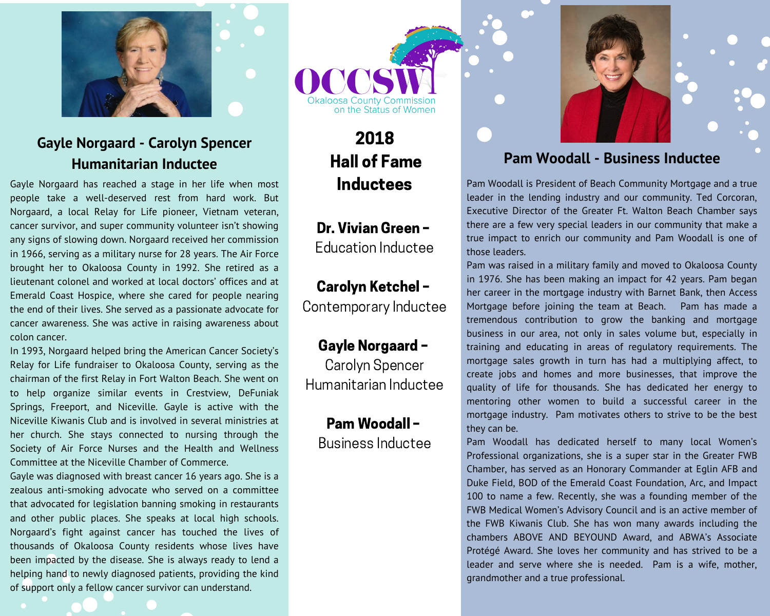OCCSW
Okaloosa County Commission on the Status of Women

# 2018 Hall of Fame Inductees

**Dr. Vivian Green –**
Education Inductee

**Carolyn Ketchel –**
Contemporary Inductee

**Gayle Norgaard –**
Carolyn Spencer Humanitarian Inductee

**Pam Woodall –**
Business Inductee

## Gayle Norgaard - Carolyn Spencer Humanitarian Inductee

Gayle Norgaard has reached a stage in her life when most people take a well-deserved rest from hard work. But Norgaard, a local Relay for Life pioneer, Vietnam veteran, cancer survivor, and super community volunteer isn't showing any signs of slowing down. Norgaard received her commission in 1966, serving as a military nurse for 28 years. The Air Force brought her to Okaloosa County in 1992. She retired as a lieutenant colonel and worked at local doctors' offices and at Emerald Coast Hospice, where she cared for people nearing the end of their lives. She served as a passionate advocate for cancer awareness. She was active in raising awareness about colon cancer.

In 1993, Norgaard helped bring the American Cancer Society's Relay for Life fundraiser to Okaloosa County, serving as the chairman of the first Relay in Fort Walton Beach. She went on to help organize similar events in Crestview, DeFuniak Springs, Freeport, and Niceville. Gayle is active with the Niceville Kiwanis Club and is involved in several ministries at her church. She stays connected to nursing through the Society of Air Force Nurses and the Health and Wellness Committee at the Niceville Chamber of Commerce.

Gayle was diagnosed with breast cancer 16 years ago. She is a zealous anti-smoking advocate who served on a committee that advocated for legislation banning smoking in restaurants and other public places. She speaks at local high schools. Norgaard's fight against cancer has touched the lives of thousands of Okaloosa County residents whose lives have been impacted by the disease. She is always ready to lend a helping hand to newly diagnosed patients, providing the kind of support only a fellow cancer survivor can understand.

## Pam Woodall - Business Inductee

Pam Woodall is President of Beach Community Mortgage and a true leader in the lending industry and our community. Ted Corcoran, Executive Director of the Greater Ft. Walton Beach Chamber says there are a few very special leaders in our community that make a true impact to enrich our community and Pam Woodall is one of those leaders.

Pam was raised in a military family and moved to Okaloosa County in 1976. She has been making an impact for 42 years. Pam began her career in the mortgage industry with Barnet Bank, then Access Mortgage before joining the team at Beach. Pam has made a tremendous contribution to grow the banking and mortgage business in our area, not only in sales volume but, especially in training and educating in areas of regulatory requirements. The mortgage sales growth in turn has had a multiplying affect, to create jobs and homes and more businesses, that improve the quality of life for thousands. She has dedicated her energy to mentoring other women to build a successful career in the mortgage industry. Pam motivates others to strive to be the best they can be.

Pam Woodall has dedicated herself to many local Women's Professional organizations, she is a super star in the Greater FWB Chamber, has served as an Honorary Commander at Eglin AFB and Duke Field, BOD of the Emerald Coast Foundation, Arc, and Impact 100 to name a few. Recently, she was a founding member of the FWB Medical Women's Advisory Council and is an active member of the FWB Kiwanis Club. She has won many awards including the chambers ABOVE AND BEYOUND Award, and ABWA's Associate Protégé Award. She loves her community and has strived to be a leader and serve where she is needed. Pam is a wife, mother, grandmother and a true professional.